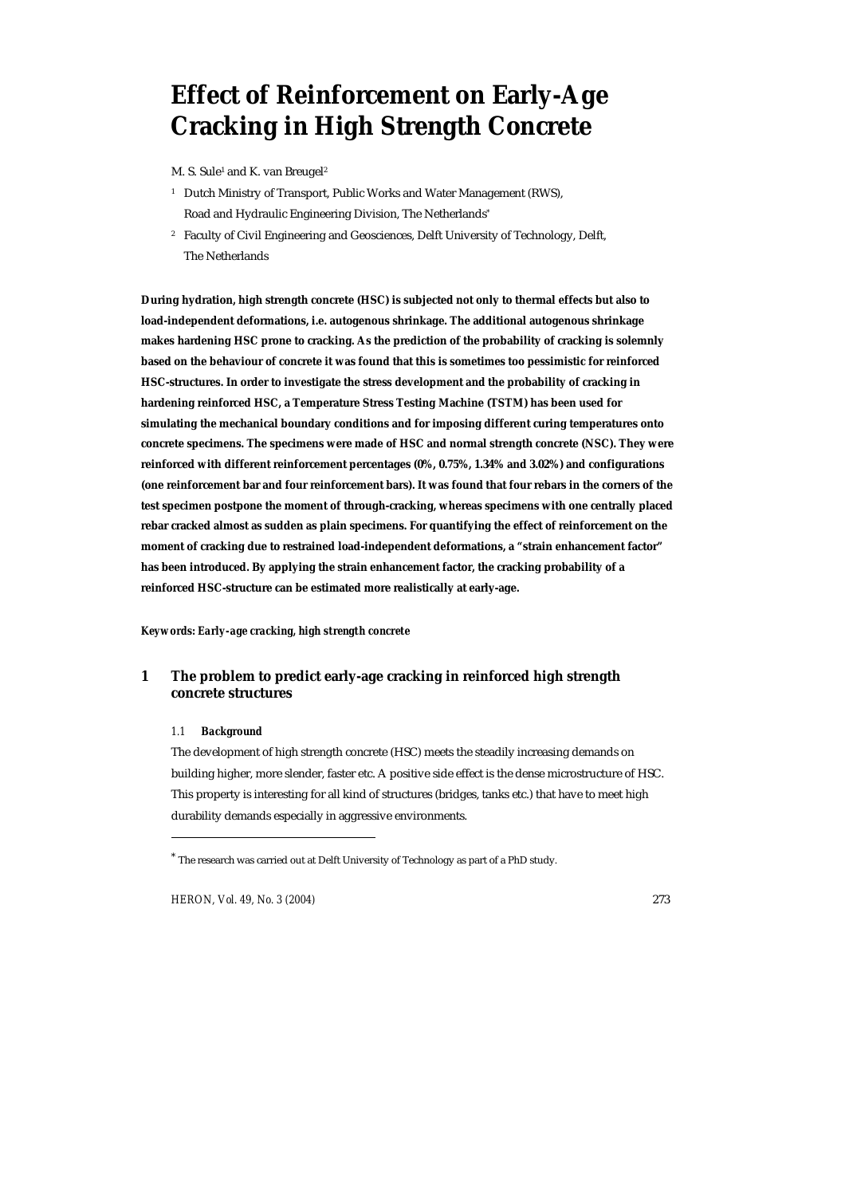# Effect of Reinforcement on Early-Age Cracking in High Strength Concrete

M. S. Sule[1] and K. van Breugel[2]

[1] Dutch Ministry of Transport, Public Works and Water Management (RWS), Road and Hydraulic Engineering Division, The Netherlands*

[2] Faculty of Civil Engineering and Geosciences, Delft University of Technology, Delft, The Netherlands

**During hydration, high strength concrete (HSC) is subjected not only to thermal effects but also to load-independent deformations, i.e. autogenous shrinkage. The additional autogenous shrinkage makes hardening HSC prone to cracking. As the prediction of the probability of cracking is solemnly based on the behaviour of concrete it was found that this is sometimes too pessimistic for reinforced HSC-structures. In order to investigate the stress development and the probability of cracking in hardening reinforced HSC, a Temperature Stress Testing Machine (TSTM) has been used for simulating the mechanical boundary conditions and for imposing different curing temperatures onto concrete specimens. The specimens were made of HSC and normal strength concrete (NSC). They were reinforced with different reinforcement percentages (0%, 0.75%, 1.34% and 3.02%) and configurations (one reinforcement bar and four reinforcement bars). It was found that four rebars in the corners of the test specimen postpone the moment of through-cracking, whereas specimens with one centrally placed rebar cracked almost as sudden as plain specimens. For quantifying the effect of reinforcement on the moment of cracking due to restrained load-independent deformations, a "strain enhancement factor" has been introduced. By applying the strain enhancement factor, the cracking probability of a reinforced HSC-structure can be estimated more realistically at early-age.**

***Keywords: Early-age cracking, high strength concrete***

## 1 The problem to predict early-age cracking in reinforced high strength concrete structures

### 1.1 *Background*

The development of high strength concrete (HSC) meets the steadily increasing demands on building higher, more slender, faster etc. A positive side effect is the dense microstructure of HSC. This property is interesting for all kind of structures (bridges, tanks etc.) that have to meet high durability demands especially in aggressive environments.

---

* The research was carried out at Delft University of Technology as part of a PhD study.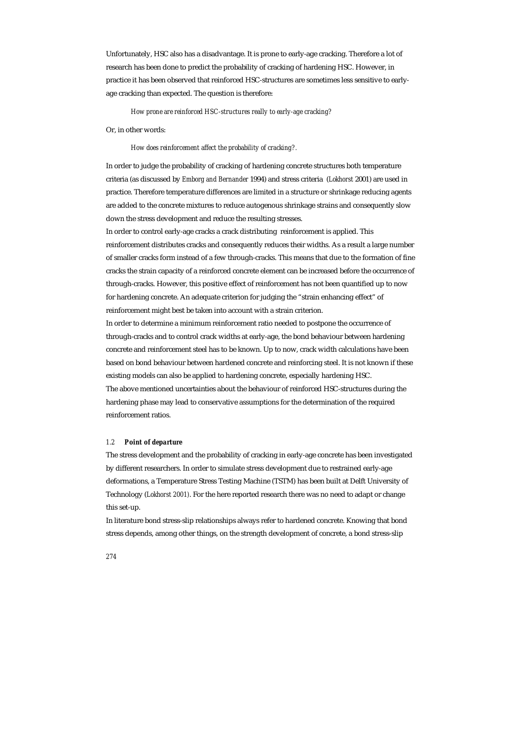Unfortunately, HSC also has a disadvantage. It is prone to early-age cracking. Therefore a lot of research has been done to predict the probability of cracking of hardening HSC. However, in practice it has been observed that reinforced HSC-structures are sometimes less sensitive to early-age cracking than expected. The question is therefore:

*How prone are reinforced HSC-structures really to early-age cracking?*

Or, in other words:

*How does reinforcement affect the probability of cracking?.*

In order to judge the probability of cracking of hardening concrete structures both temperature criteria (as discussed by *Emborg and Bernander* 1994) and stress criteria (*Lokhorst* 2001) are used in practice. Therefore temperature differences are limited in a structure or shrinkage reducing agents are added to the concrete mixtures to reduce autogenous shrinkage strains and consequently slow down the stress development and reduce the resulting stresses.

In order to control early-age cracks a crack distributing reinforcement is applied. This reinforcement distributes cracks and consequently reduces their widths. As a result a large number of smaller cracks form instead of a few through-cracks. This means that due to the formation of fine cracks the strain capacity of a reinforced concrete element can be increased before the occurrence of through-cracks. However, this positive effect of reinforcement has not been quantified up to now for hardening concrete. An adequate criterion for judging the "strain enhancing effect" of reinforcement might best be taken into account with a strain criterion.

In order to determine a minimum reinforcement ratio needed to postpone the occurrence of through-cracks and to control crack widths at early-age, the bond behaviour between hardening concrete and reinforcement steel has to be known. Up to now, crack width calculations have been based on bond behaviour between hardened concrete and reinforcing steel. It is not known if these existing models can also be applied to hardening concrete, especially hardening HSC.

The above mentioned uncertainties about the behaviour of reinforced HSC-structures during the hardening phase may lead to conservative assumptions for the determination of the required reinforcement ratios.

### 1.2 Point of departure

The stress development and the probability of cracking in early-age concrete has been investigated by different researchers. In order to simulate stress development due to restrained early-age deformations, a Temperature Stress Testing Machine (TSTM) has been built at Delft University of Technology (*Lokhorst 2001*). For the here reported research there was no need to adapt or change this set-up.

In literature bond stress-slip relationships always refer to hardened concrete. Knowing that bond stress depends, among other things, on the strength development of concrete, a bond stress-slip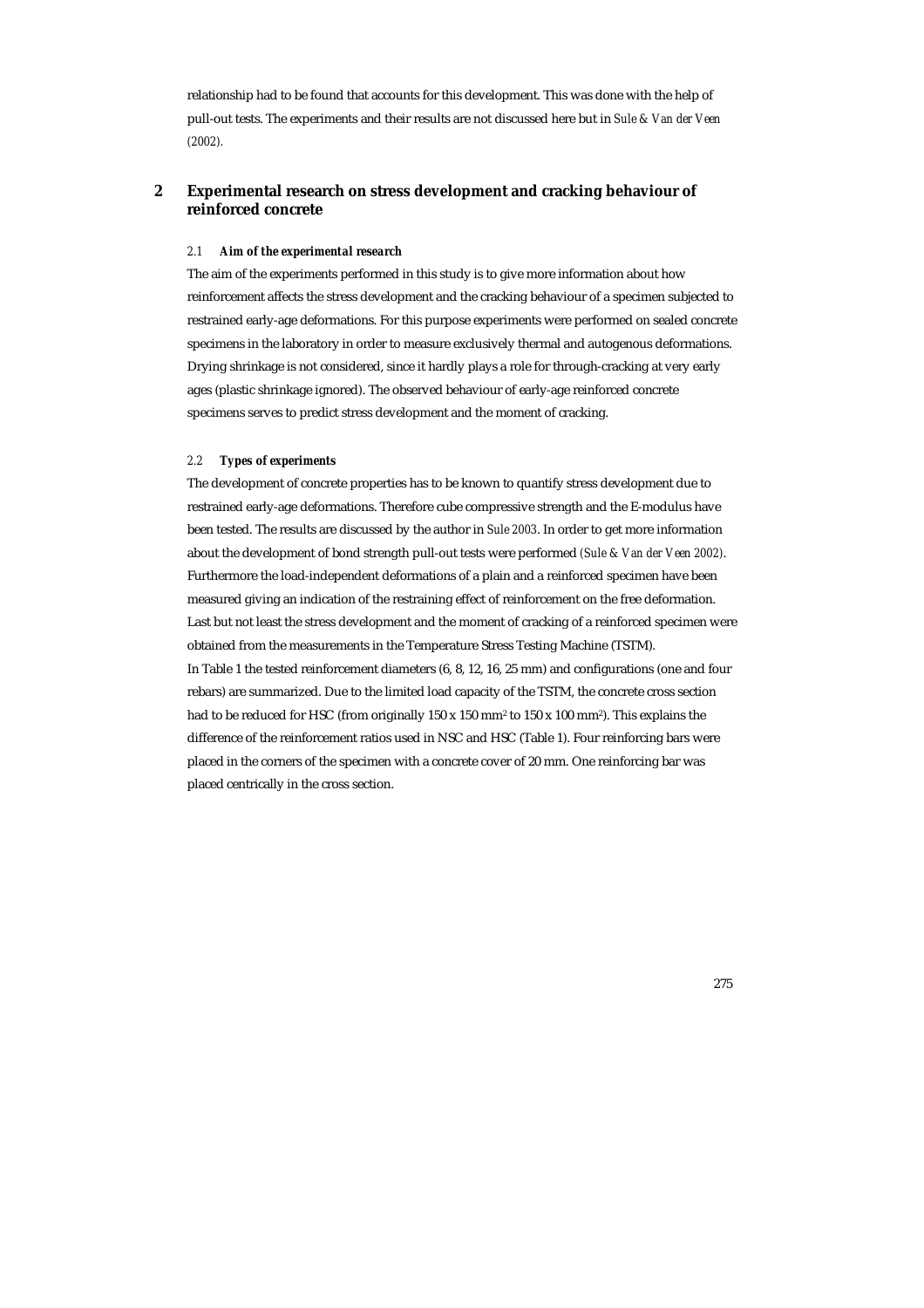relationship had to be found that accounts for this development. This was done with the help of pull-out tests. The experiments and their results are not discussed here but in *Sule & Van der Veen (2002)*.

## 2 Experimental research on stress development and cracking behaviour of reinforced concrete

### 2.1 *Aim of the experimental research*

The aim of the experiments performed in this study is to give more information about how reinforcement affects the stress development and the cracking behaviour of a specimen subjected to restrained early-age deformations. For this purpose experiments were performed on sealed concrete specimens in the laboratory in order to measure exclusively thermal and autogenous deformations. Drying shrinkage is not considered, since it hardly plays a role for through-cracking at very early ages (plastic shrinkage ignored). The observed behaviour of early-age reinforced concrete specimens serves to predict stress development and the moment of cracking.

### 2.2 *Types of experiments*

The development of concrete properties has to be known to quantify stress development due to restrained early-age deformations. Therefore cube compressive strength and the E-modulus have been tested. The results are discussed by the author in *Sule 2003*. In order to get more information about the development of bond strength pull-out tests were performed *(Sule & Van der Veen 2002)*. Furthermore the load-independent deformations of a plain and a reinforced specimen have been measured giving an indication of the restraining effect of reinforcement on the free deformation. Last but not least the stress development and the moment of cracking of a reinforced specimen were obtained from the measurements in the Temperature Stress Testing Machine (TSTM).

In Table 1 the tested reinforcement diameters (6, 8, 12, 16, 25 mm) and configurations (one and four rebars) are summarized. Due to the limited load capacity of the TSTM, the concrete cross section had to be reduced for HSC (from originally 150 x 150 mm$^2$ to 150 x 100 mm$^2$). This explains the difference of the reinforcement ratios used in NSC and HSC (Table 1). Four reinforcing bars were placed in the corners of the specimen with a concrete cover of 20 mm. One reinforcing bar was placed centrically in the cross section.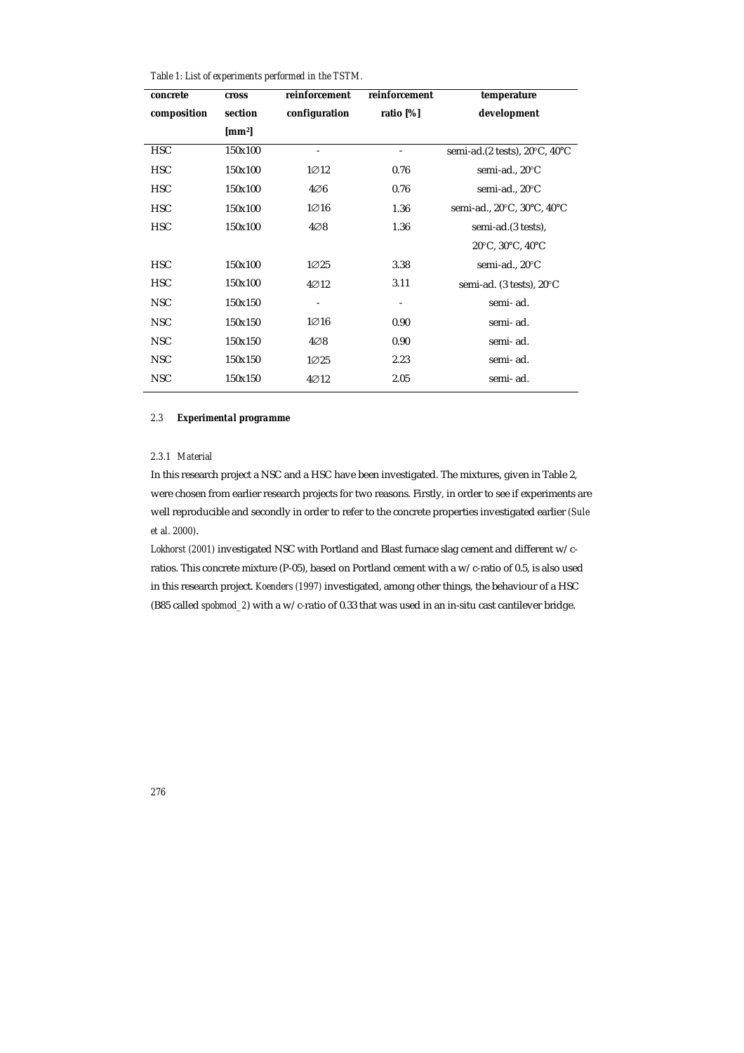*Table 1: List of experiments performed in the TSTM.*

| concrete composition | cross section [mm²] | reinforcement configuration | reinforcement ratio [%] | temperature development |
|---|---|---|---|---|
| HSC | 150x100 | - | - | semi-ad.(2 tests), 20°C, 40°C |
| HSC | 150x100 | 1∅12 | 0.76 | semi-ad., 20°C |
| HSC | 150x100 | 4∅6 | 0.76 | semi-ad., 20°C |
| HSC | 150x100 | 1∅16 | 1.36 | semi-ad., 20°C, 30°C, 40°C |
| HSC | 150x100 | 4∅8 | 1.36 | semi-ad.(3 tests), 20°C, 30°C, 40°C |
| HSC | 150x100 | 1∅25 | 3.38 | semi-ad., 20°C |
| HSC | 150x100 | 4∅12 | 3.11 | semi-ad. (3 tests), 20°C |
| NSC | 150x150 | - | - | semi- ad. |
| NSC | 150x150 | 1∅16 | 0.90 | semi- ad. |
| NSC | 150x150 | 4∅8 | 0.90 | semi- ad. |
| NSC | 150x150 | 1∅25 | 2.23 | semi- ad. |
| NSC | 150x150 | 4∅12 | 2.05 | semi- ad. |

### 2.3 *Experimental programme*

#### *2.3.1 Material*

In this research project a NSC and a HSC have been investigated. The mixtures, given in Table 2, were chosen from earlier research projects for two reasons. Firstly, in order to see if experiments are well reproducible and secondly in order to refer to the concrete properties investigated earlier *(Sule et al. 2000)*.

*Lokhorst (2001)* investigated NSC with Portland and Blast furnace slag cement and different w/c-ratios. This concrete mixture (P-05), based on Portland cement with a w/c-ratio of 0.5, is also used in this research project. *Koenders (1997)* investigated, among other things, the behaviour of a HSC (B85 called *spobmod_2*) with a w/c-ratio of 0.33 that was used in an in-situ cast cantilever bridge.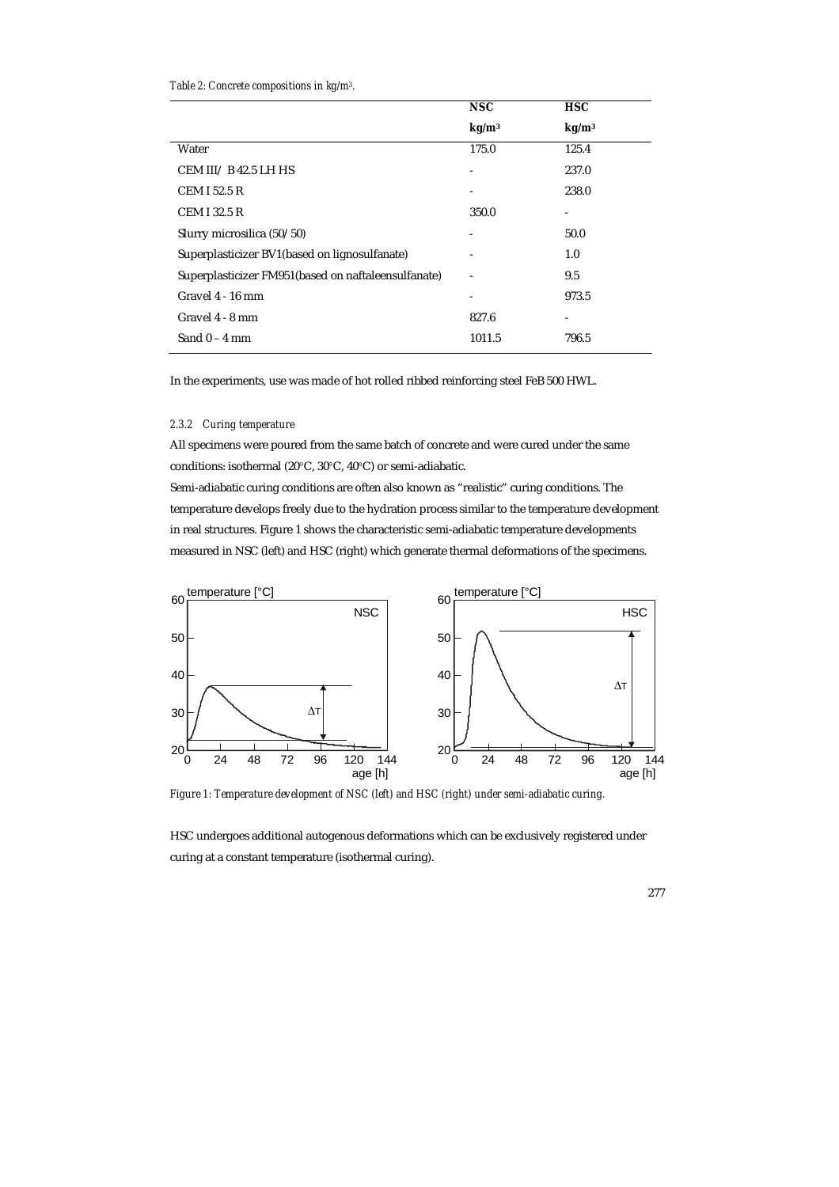*Table 2: Concrete compositions in kg/m³.*

| | NSC | HSC |
|---|---|---|
| | kg/m³ | kg/m³ |
| Water | 175.0 | 125.4 |
| CEM III/ B 42.5 LH HS | - | 237.0 |
| CEM I 52.5 R | - | 238.0 |
| CEM I 32.5 R | 350.0 | - |
| Slurry microsilica (50/50) | - | 50.0 |
| Superplasticizer BV1(based on lignosulfanate) | - | 1.0 |
| Superplasticizer FM951(based on naftaleensulfanate) | - | 9.5 |
| Gravel 4 - 16 mm | - | 973.5 |
| Gravel 4 - 8 mm | 827.6 | - |
| Sand 0 – 4 mm | 1011.5 | 796.5 |

In the experiments, use was made of hot rolled ribbed reinforcing steel FeB 500 HWL.

#### 2.3.2 Curing temperature

All specimens were poured from the same batch of concrete and were cured under the same conditions: isothermal (20°C, 30°C, 40°C) or semi-adiabatic.

Semi-adiabatic curing conditions are often also known as "realistic" curing conditions. The temperature develops freely due to the hydration process similar to the temperature development in real structures. Figure 1 shows the characteristic semi-adiabatic temperature developments measured in NSC (left) and HSC (right) which generate thermal deformations of the specimens.

*Figure 1: Temperature development of NSC (left) and HSC (right) under semi-adiabatic curing.*

HSC undergoes additional autogenous deformations which can be exclusively registered under curing at a constant temperature (isothermal curing).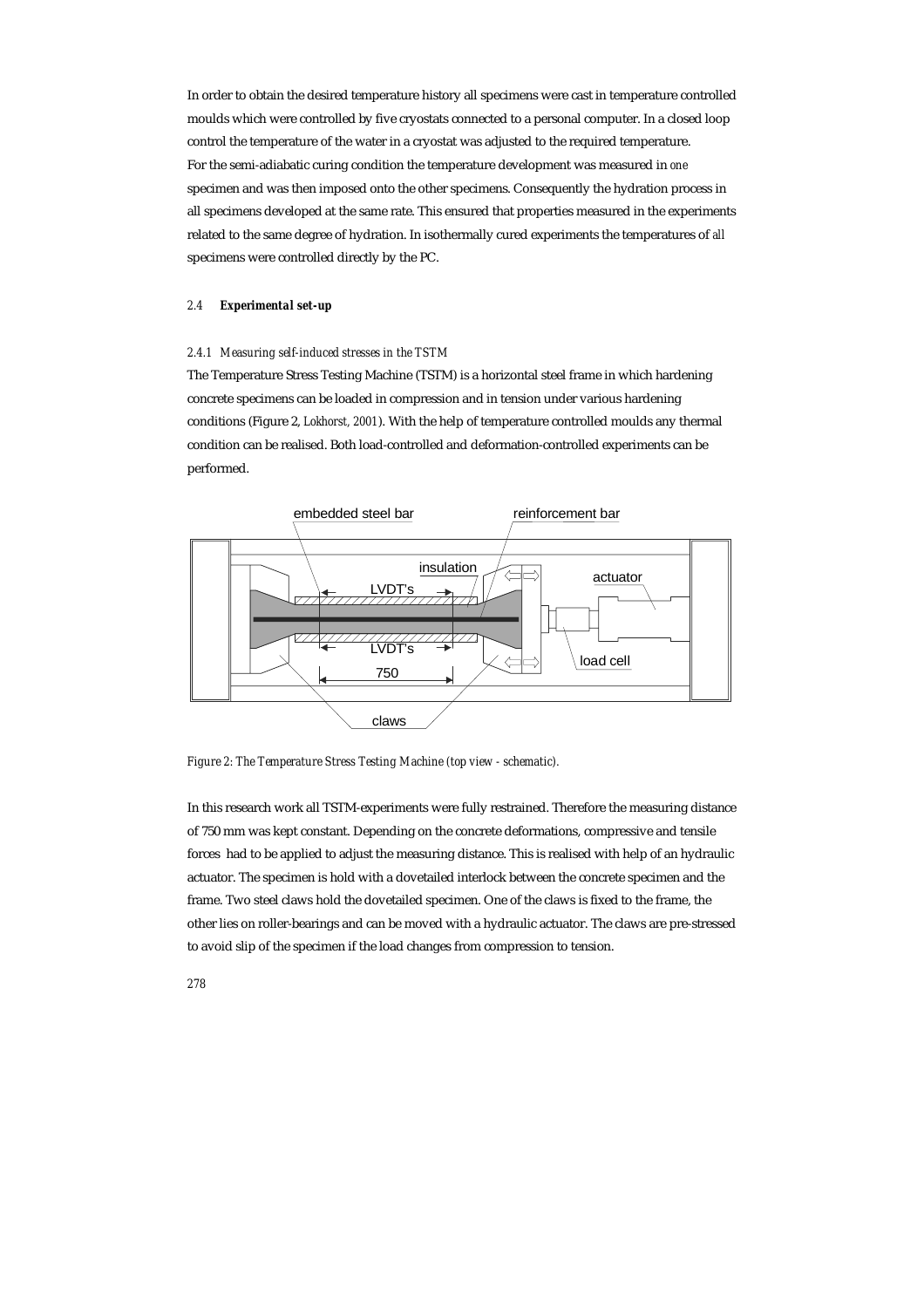In order to obtain the desired temperature history all specimens were cast in temperature controlled moulds which were controlled by five cryostats connected to a personal computer. In a closed loop control the temperature of the water in a cryostat was adjusted to the required temperature. For the semi-adiabatic curing condition the temperature development was measured in *one* specimen and was then imposed onto the other specimens. Consequently the hydration process in all specimens developed at the same rate. This ensured that properties measured in the experiments related to the same degree of hydration. In isothermally cured experiments the temperatures of *all* specimens were controlled directly by the PC.

## 2.4 Experimental set-up

### 2.4.1 Measuring self-induced stresses in the TSTM

The Temperature Stress Testing Machine (TSTM) is a horizontal steel frame in which hardening concrete specimens can be loaded in compression and in tension under various hardening conditions (Figure 2, *Lokhorst, 2001*). With the help of temperature controlled moulds any thermal condition can be realised. Both load-controlled and deformation-controlled experiments can be performed.

*Figure 2: The Temperature Stress Testing Machine (top view - schematic).*

In this research work all TSTM-experiments were fully restrained. Therefore the measuring distance of 750 mm was kept constant. Depending on the concrete deformations, compressive and tensile forces had to be applied to adjust the measuring distance. This is realised with help of an hydraulic actuator. The specimen is hold with a dovetailed interlock between the concrete specimen and the frame. Two steel claws hold the dovetailed specimen. One of the claws is fixed to the frame, the other lies on roller-bearings and can be moved with a hydraulic actuator. The claws are pre-stressed to avoid slip of the specimen if the load changes from compression to tension.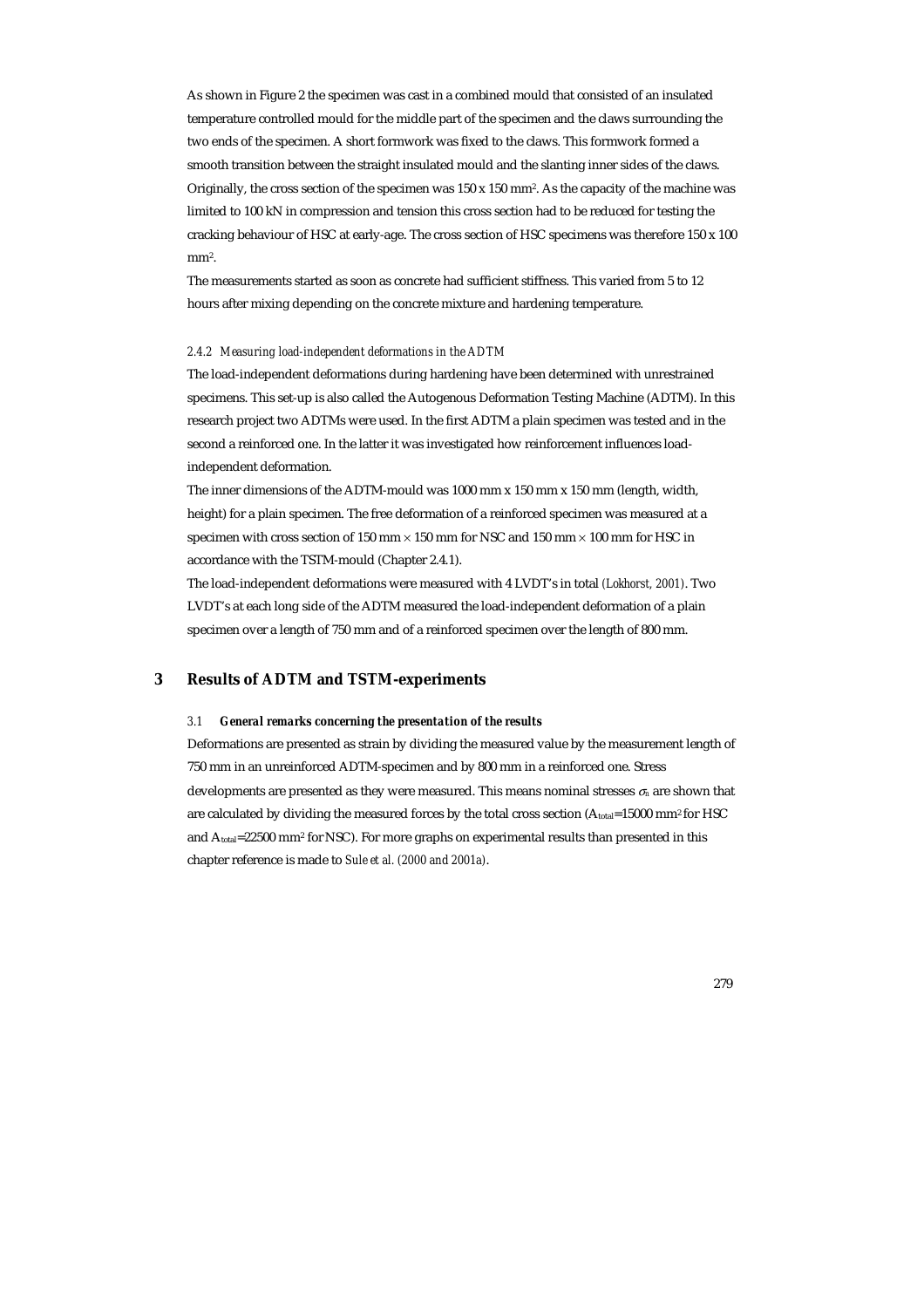As shown in Figure 2 the specimen was cast in a combined mould that consisted of an insulated temperature controlled mould for the middle part of the specimen and the claws surrounding the two ends of the specimen. A short formwork was fixed to the claws. This formwork formed a smooth transition between the straight insulated mould and the slanting inner sides of the claws. Originally, the cross section of the specimen was 150 x 150 $mm^2$. As the capacity of the machine was limited to 100 kN in compression and tension this cross section had to be reduced for testing the cracking behaviour of HSC at early-age. The cross section of HSC specimens was therefore 150 x 100 $mm^2$.

The measurements started as soon as concrete had sufficient stiffness. This varied from 5 to 12 hours after mixing depending on the concrete mixture and hardening temperature.

#### *2.4.2 Measuring load-independent deformations in the ADTM*

The load-independent deformations during hardening have been determined with unrestrained specimens. This set-up is also called the Autogenous Deformation Testing Machine (ADTM). In this research project two ADTMs were used. In the first ADTM a plain specimen was tested and in the second a reinforced one. In the latter it was investigated how reinforcement influences load-independent deformation.

The inner dimensions of the ADTM-mould was 1000 mm x 150 mm x 150 mm (length, width, height) for a plain specimen. The free deformation of a reinforced specimen was measured at a specimen with cross section of 150 mm × 150 mm for NSC and 150 mm × 100 mm for HSC in accordance with the TSTM-mould (Chapter 2.4.1).

The load-independent deformations were measured with 4 LVDT's in total *(Lokhorst, 2001)*. Two LVDT's at each long side of the ADTM measured the load-independent deformation of a plain specimen over a length of 750 mm and of a reinforced specimen over the length of 800 mm.

## 3 Results of ADTM and TSTM-experiments

### *3.1 **General remarks concerning the presentation of the results***

Deformations are presented as strain by dividing the measured value by the measurement length of 750 mm in an unreinforced ADTM-specimen and by 800 mm in a reinforced one. Stress developments are presented as they were measured. This means nominal stresses $\sigma_n$ are shown that are calculated by dividing the measured forces by the total cross section ($A_{total}$=15000 $mm^2$ for HSC and $A_{total}$=22500 $mm^2$ for NSC). For more graphs on experimental results than presented in this chapter reference is made to *Sule et al. (2000 and 2001a)*.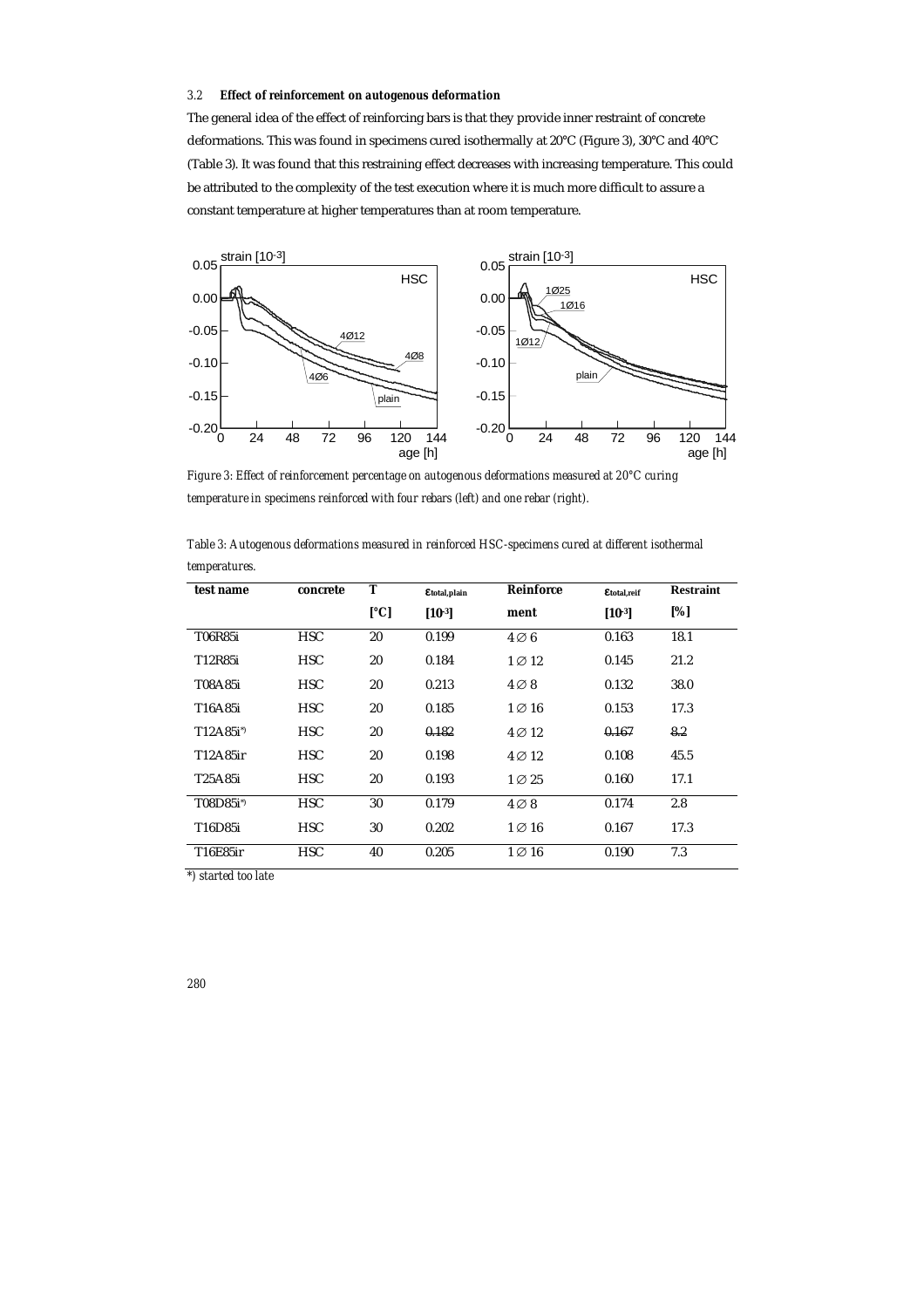### 3.2 *Effect of reinforcement on autogenous deformation*

The general idea of the effect of reinforcing bars is that they provide inner restraint of concrete deformations. This was found in specimens cured isothermally at 20°C (Figure 3), 30°C and 40°C (Table 3). It was found that this restraining effect decreases with increasing temperature. This could be attributed to the complexity of the test execution where it is much more difficult to assure a constant temperature at higher temperatures than at room temperature.

*Figure 3: Effect of reinforcement percentage on autogenous deformations measured at 20°C curing temperature in specimens reinforced with four rebars (left) and one rebar (right).*

*Table 3: Autogenous deformations measured in reinforced HSC-specimens cured at different isothermal temperatures.*

| test name | concrete | T | $\varepsilon_{total,plain}$ | Reinforcement | $\varepsilon_{total,reif}$ | Restraint |
|---|---|---|---|---|---|---|
| | | [°C] | [$10^{-3}$] | | [$10^{-3}$] | [%] |
| T06R85i | HSC | 20 | 0.199 | 4∅6 | 0.163 | 18.1 |
| T12R85i | HSC | 20 | 0.184 | 1∅12 | 0.145 | 21.2 |
| T08A85i | HSC | 20 | 0.213 | 4∅8 | 0.132 | 38.0 |
| T16A85i | HSC | 20 | 0.185 | 1∅16 | 0.153 | 17.3 |
| T12A85i*) | HSC | 20 | ~~0.182~~ | 4∅12 | ~~0.167~~ | ~~8.2~~ |
| T12A85ir | HSC | 20 | 0.198 | 4∅12 | 0.108 | 45.5 |
| T25A85i | HSC | 20 | 0.193 | 1∅25 | 0.160 | 17.1 |
| T08D85i*) | HSC | 30 | 0.179 | 4∅8 | 0.174 | 2.8 |
| T16D85i | HSC | 30 | 0.202 | 1∅16 | 0.167 | 17.3 |
| T16E85ir | HSC | 40 | 0.205 | 1∅16 | 0.190 | 7.3 |

*) started too late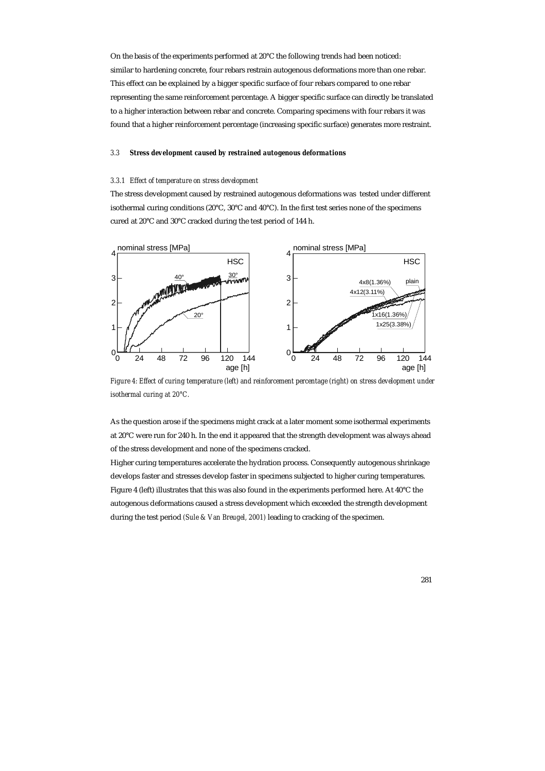On the basis of the experiments performed at 20°C the following trends had been noticed: similar to hardening concrete, four rebars restrain autogenous deformations more than one rebar. This effect can be explained by a bigger specific surface of four rebars compared to one rebar representing the same reinforcement percentage. A bigger specific surface can directly be translated to a higher interaction between rebar and concrete. Comparing specimens with four rebars it was found that a higher reinforcement percentage (increasing specific surface) generates more restraint.

### 3.3 *Stress development caused by restrained autogenous deformations*

#### 3.3.1 *Effect of temperature on stress development*

The stress development caused by restrained autogenous deformations was tested under different isothermal curing conditions (20°C, 30°C and 40°C). In the first test series none of the specimens cured at 20°C and 30°C cracked during the test period of 144 h.

*Figure 4: Effect of curing temperature (left) and reinforcement percentage (right) on stress development under isothermal curing at 20°C.*

As the question arose if the specimens might crack at a later moment some isothermal experiments at 20°C were run for 240 h. In the end it appeared that the strength development was always ahead of the stress development and none of the specimens cracked.

Higher curing temperatures accelerate the hydration process. Consequently autogenous shrinkage develops faster and stresses develop faster in specimens subjected to higher curing temperatures. Figure 4 (left) illustrates that this was also found in the experiments performed here. At 40°C the autogenous deformations caused a stress development which exceeded the strength development during the test period *(Sule & Van Breugel, 2001)* leading to cracking of the specimen.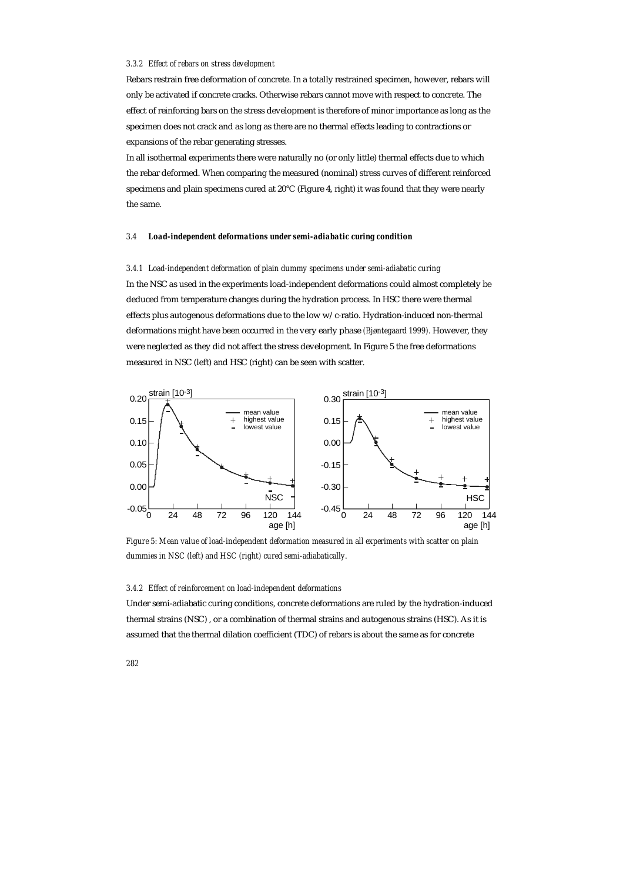#### 3.3.2 Effect of rebars on stress development

Rebars restrain free deformation of concrete. In a totally restrained specimen, however, rebars will only be activated if concrete cracks. Otherwise rebars cannot move with respect to concrete. The effect of reinforcing bars on the stress development is therefore of minor importance as long as the specimen does not crack and as long as there are no thermal effects leading to contractions or expansions of the rebar generating stresses.

In all isothermal experiments there were naturally no (or only little) thermal effects due to which the rebar deformed. When comparing the measured (nominal) stress curves of different reinforced specimens and plain specimens cured at 20°C (Figure 4, right) it was found that they were nearly the same.

### 3.4 *Load-independent deformations under semi-adiabatic curing condition*

#### 3.4.1 Load-independent deformation of plain dummy specimens under semi-adiabatic curing

In the NSC as used in the experiments load-independent deformations could almost completely be deduced from temperature changes during the hydration process. In HSC there were thermal effects plus autogenous deformations due to the low w/c-ratio. Hydration-induced non-thermal deformations might have been occurred in the very early phase *(Bjøntegaard 1999)*. However, they were neglected as they did not affect the stress development. In Figure 5 the free deformations measured in NSC (left) and HSC (right) can be seen with scatter.

*Figure 5: Mean value of load-independent deformation measured in all experiments with scatter on plain dummies in NSC (left) and HSC (right) cured semi-adiabatically.*

#### 3.4.2 Effect of reinforcement on load-independent deformations

Under semi-adiabatic curing conditions, concrete deformations are ruled by the hydration-induced thermal strains (NSC) , or a combination of thermal strains and autogenous strains (HSC). As it is assumed that the thermal dilation coefficient (TDC) of rebars is about the same as for concrete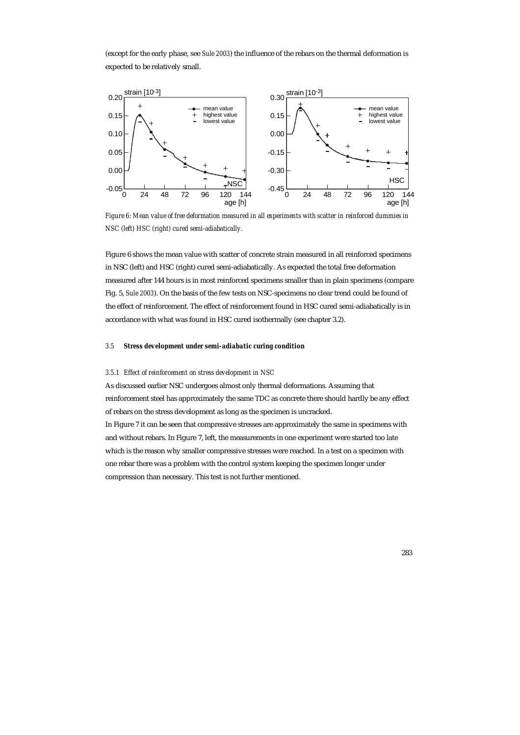(except for the early phase, see *Sule 2003*) the influence of the rebars on the thermal deformation is expected to be relatively small.

*Figure 6: Mean value of free deformation measured in all experiments with scatter in reinforced dummies in NSC (left) HSC (right) cured semi-adiabatically.*

Figure 6 shows the mean value with scatter of concrete strain measured in all reinforced specimens in NSC (left) and HSC (right) cured semi-adiabatically. As expected the total free deformation measured after 144 hours is in most reinforced specimens smaller than in plain specimens (compare Fig. 5, *Sule 2003*). On the basis of the few tests on NSC-specimens no clear trend could be found of the effect of reinforcement. The effect of reinforcement found in HSC cured semi-adiabatically is in accordance with what was found in HSC cured isothermally (see chapter 3.2).

### 3.5 ***Stress development under semi-adiabatic curing condition***

#### *3.5.1 Effect of reinforcement on stress development in NSC*

As discussed earlier NSC undergoes almost only thermal deformations. Assuming that reinforcement steel has approximately the same TDC as concrete there should hardly be any effect of rebars on the stress development as long as the specimen is uncracked.

In Figure 7 it can be seen that compressive stresses are approximately the same in specimens with and without rebars. In Figure 7, left, the measurements in one experiment were started too late which is the reason why smaller compressive stresses were reached. In a test on a specimen with one rebar there was a problem with the control system keeping the specimen longer under compression than necessary. This test is not further mentioned.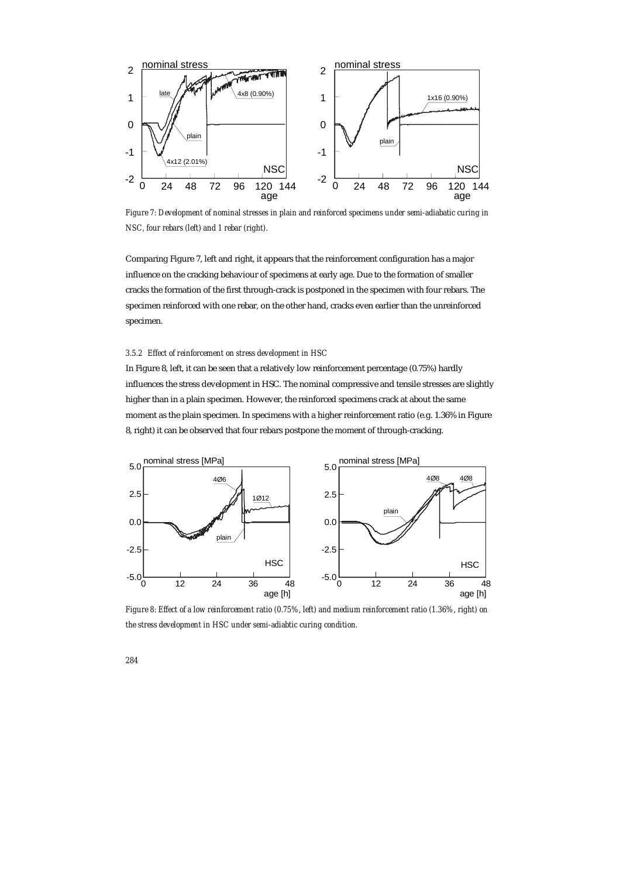*Figure 7: Development of nominal stresses in plain and reinforced specimens under semi-adiabatic curing in NSC, four rebars (left) and 1 rebar (right).*

Comparing Figure 7, left and right, it appears that the reinforcement configuration has a major influence on the cracking behaviour of specimens at early age. Due to the formation of smaller cracks the formation of the first through-crack is postponed in the specimen with four rebars. The specimen reinforced with one rebar, on the other hand, cracks even earlier than the unreinforced specimen.

#### *3.5.2 Effect of reinforcement on stress development in HSC*

In Figure 8, left, it can be seen that a relatively low reinforcement percentage (0.75%) hardly influences the stress development in HSC. The nominal compressive and tensile stresses are slightly higher than in a plain specimen. However, the reinforced specimens crack at about the same moment as the plain specimen. In specimens with a higher reinforcement ratio (e.g. 1.36% in Figure 8, right) it can be observed that four rebars postpone the moment of through-cracking.

*Figure 8: Effect of a low reinforcement ratio (0.75%, left) and medium reinforcement ratio (1.36%, right) on the stress development in HSC under semi-adiabtic curing condition.*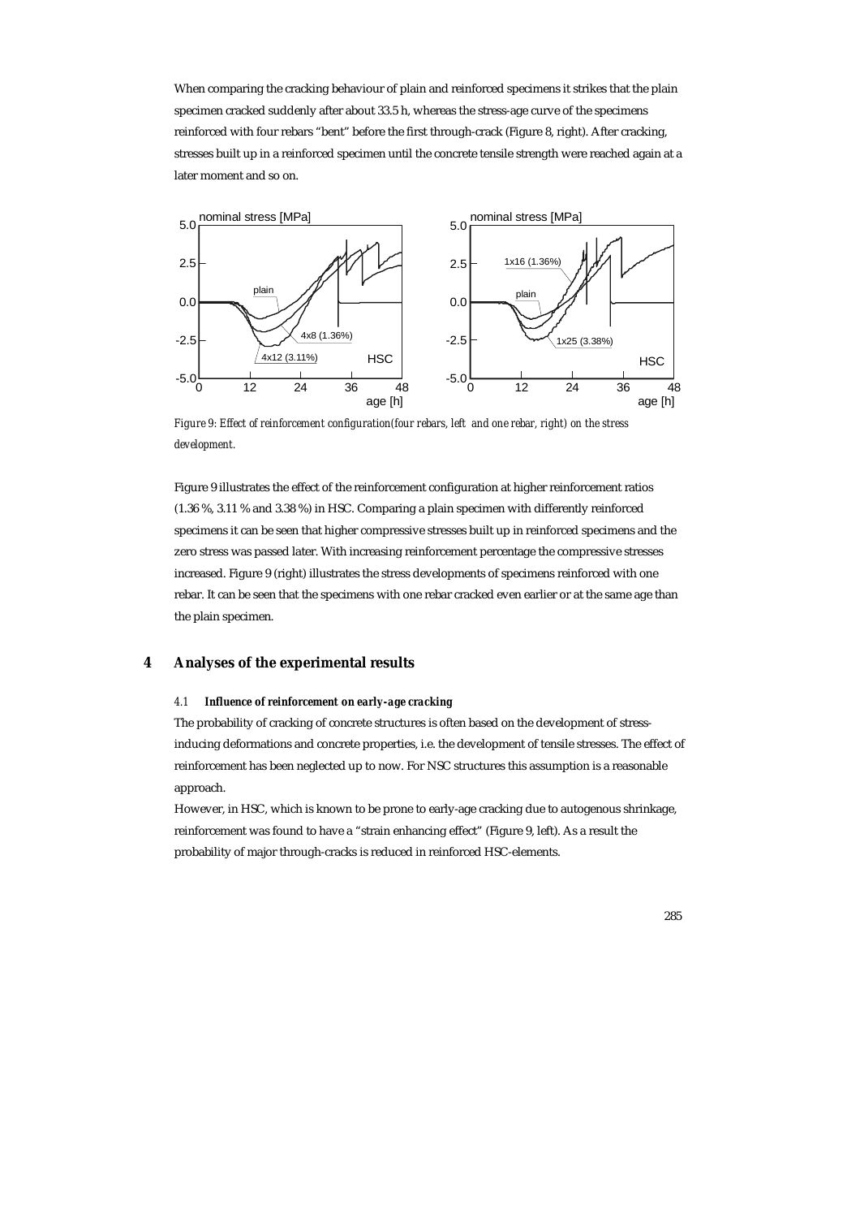When comparing the cracking behaviour of plain and reinforced specimens it strikes that the plain specimen cracked suddenly after about 33.5 h, whereas the stress-age curve of the specimens reinforced with four rebars "bent" before the first through-crack (Figure 8, right). After cracking, stresses built up in a reinforced specimen until the concrete tensile strength were reached again at a later moment and so on.

*Figure 9: Effect of reinforcement configuration(four rebars, left and one rebar, right) on the stress development.*

Figure 9 illustrates the effect of the reinforcement configuration at higher reinforcement ratios (1.36 %, 3.11 % and 3.38 %) in HSC. Comparing a plain specimen with differently reinforced specimens it can be seen that higher compressive stresses built up in reinforced specimens and the zero stress was passed later. With increasing reinforcement percentage the compressive stresses increased. Figure 9 (right) illustrates the stress developments of specimens reinforced with one rebar. It can be seen that the specimens with one rebar cracked even earlier or at the same age than the plain specimen.

## 4 Analyses of the experimental results

### *4.1 Influence of reinforcement on early-age cracking*

The probability of cracking of concrete structures is often based on the development of stress-inducing deformations and concrete properties, i.e. the development of tensile stresses. The effect of reinforcement has been neglected up to now. For NSC structures this assumption is a reasonable approach.

However, in HSC, which is known to be prone to early-age cracking due to autogenous shrinkage, reinforcement was found to have a "strain enhancing effect" (Figure 9, left). As a result the probability of major through-cracks is reduced in reinforced HSC-elements.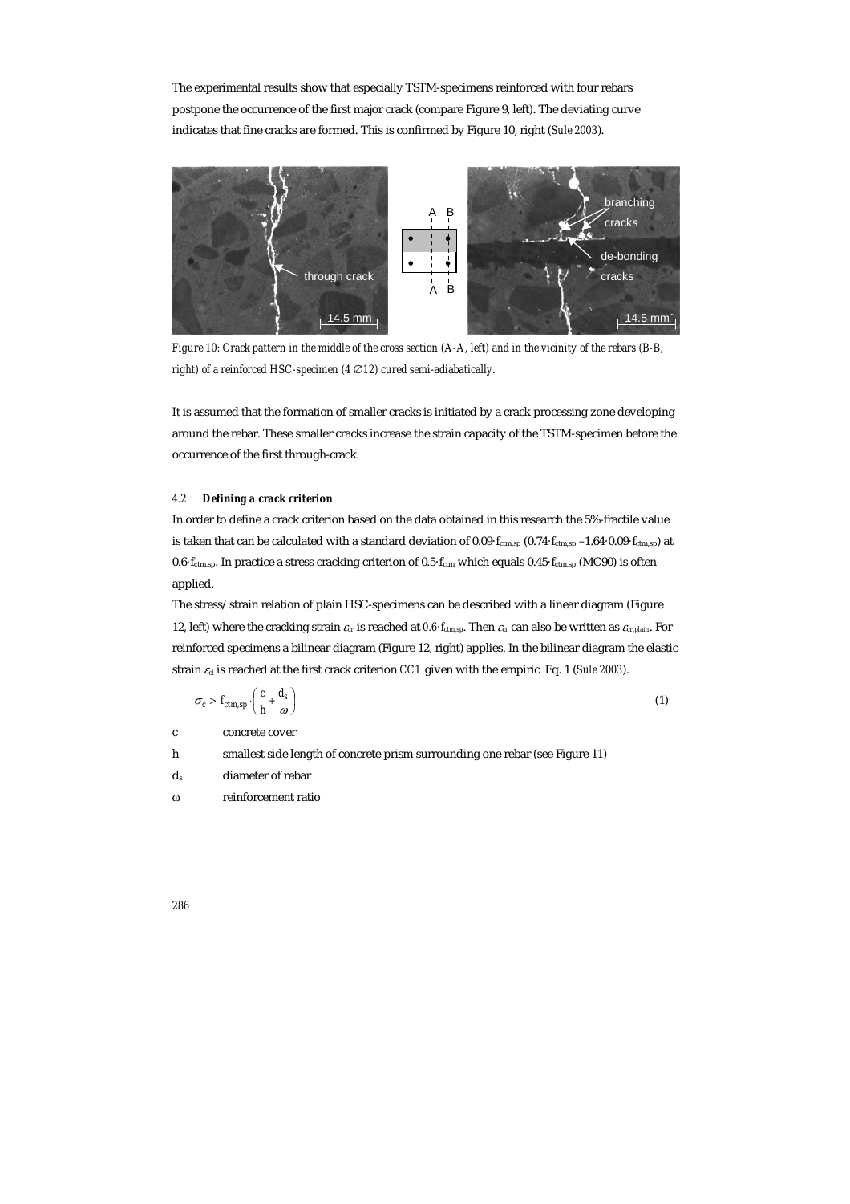The experimental results show that especially TSTM-specimens reinforced with four rebars postpone the occurrence of the first major crack (compare Figure 9, left). The deviating curve indicates that fine cracks are formed. This is confirmed by Figure 10, right (*Sule 2003*).

*Figure 10: Crack pattern in the middle of the cross section (A-A, left) and in the vicinity of the rebars (B-B, right) of a reinforced HSC-specimen (4 ∅12) cured semi-adiabatically.*

It is assumed that the formation of smaller cracks is initiated by a crack processing zone developing around the rebar. These smaller cracks increase the strain capacity of the TSTM-specimen before the occurrence of the first through-crack.

#### *4.2* **Defining a crack criterion**

In order to define a crack criterion based on the data obtained in this research the 5%-fractile value is taken that can be calculated with a standard deviation of $0.09 \cdot f_{ctm,sp}$ ($0.74 \cdot f_{ctm,sp} - 1.64 \cdot 0.09 \cdot f_{ctm,sp}$) at $0.6 \cdot f_{ctm,sp}$. In practice a stress cracking criterion of $0.5 \cdot f_{ctm}$ which equals $0.45 \cdot f_{ctm,sp}$ (MC90) is often applied.

The stress/strain relation of plain HSC-specimens can be described with a linear diagram (Figure 12, left) where the cracking strain $\varepsilon_{cr}$ is reached at $0.6 \cdot f_{ctm,sp}$. Then $\varepsilon_{cr}$ can also be written as $\varepsilon_{cr,plain}$. For reinforced specimens a bilinear diagram (Figure 12, right) applies. In the bilinear diagram the elastic strain $\varepsilon_{el}$ is reached at the first crack criterion *CC1* given with the empiric Eq. 1 (*Sule 2003*).

$$\sigma_c > f_{ctm,sp} \cdot \left( \frac{c}{h} + \frac{d_s}{\omega} \right) \tag{1}$$

| | |
|---|---|
| c | concrete cover |
| h | smallest side length of concrete prism surrounding one rebar (see Figure 11) |
| $d_s$ | diameter of rebar |
| ω | reinforcement ratio |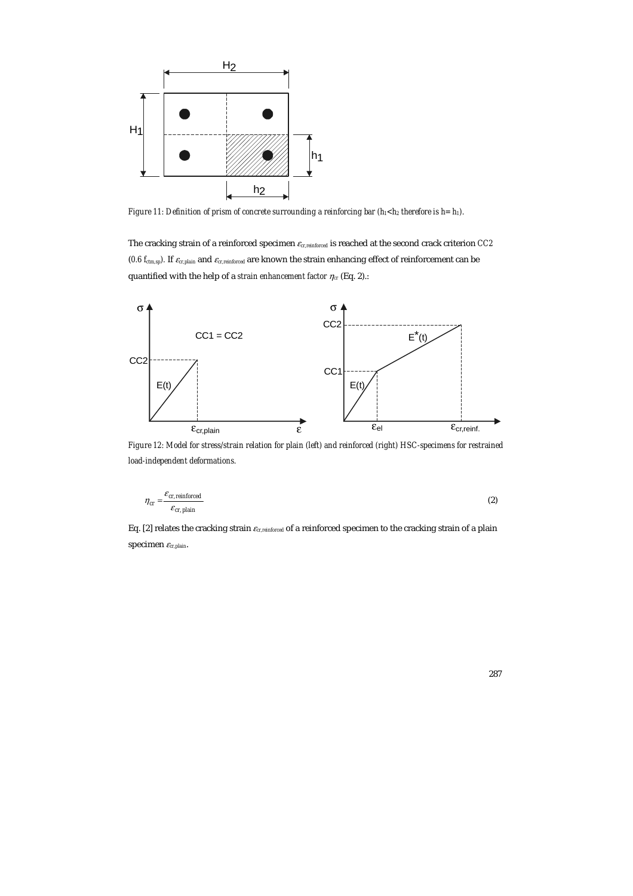*Figure 11: Definition of prism of concrete surrounding a reinforcing bar ($h_1$<$h_2$ therefore is $h = h_1$).*

The cracking strain of a reinforced specimen $\varepsilon_{cr,reinforced}$ is reached at the second crack criterion *CC2* (*0.6 $f_{ctm,sp}$*). If $\varepsilon_{cr,plain}$ and $\varepsilon_{cr,reinforced}$ are known the strain enhancing effect of reinforcement can be quantified with the help of a *strain enhancement factor $\eta_{cr}$* (Eq. 2).:

*Figure 12: Model for stress/strain relation for plain (left) and reinforced (right) HSC-specimens for restrained load-independent deformations.*

$$\eta_{cr} = \frac{\varepsilon_{cr,\,reinforced}}{\varepsilon_{cr,\,plain}} \tag{2}$$

Eq. [2] relates the cracking strain $\varepsilon_{cr,reinforced}$ of a reinforced specimen to the cracking strain of a plain specimen $\varepsilon_{cr,plain}$.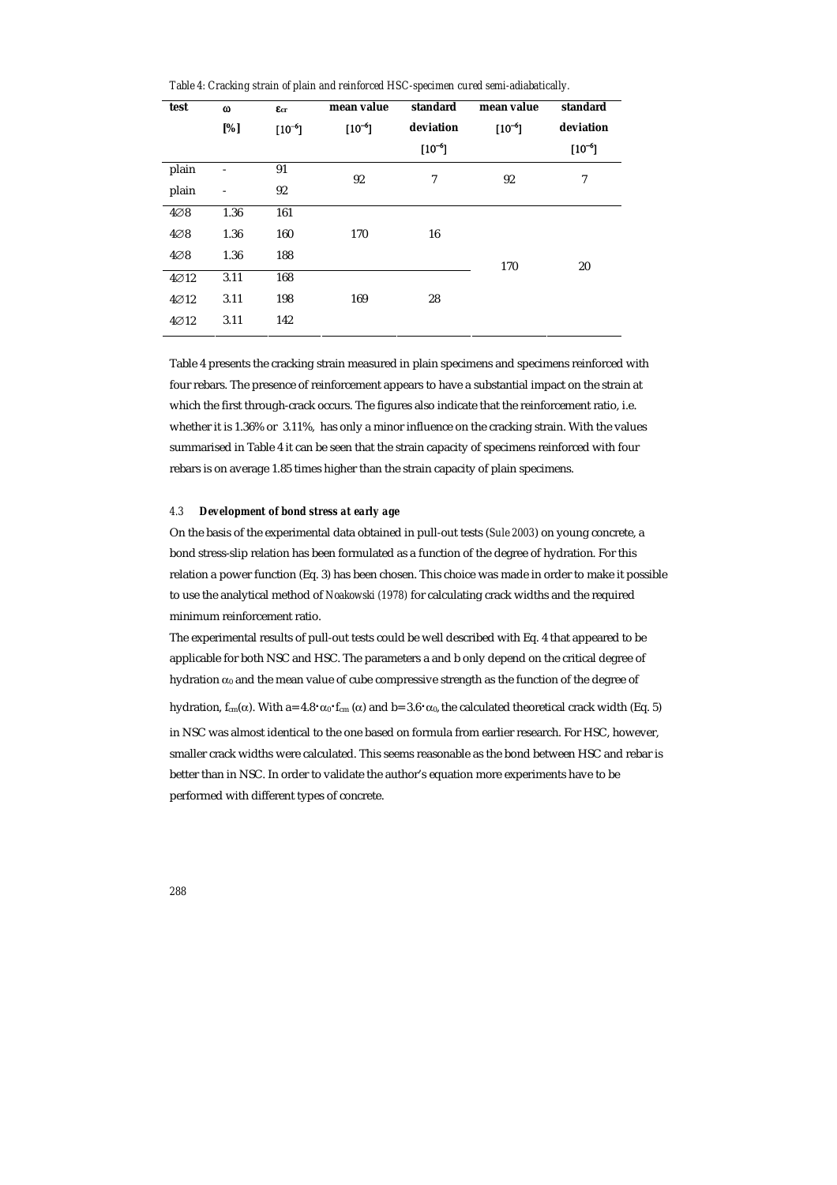*Table 4: Cracking strain of plain and reinforced HSC-specimen cured semi-adiabatically.*

| test | $\omega$ [%] | $\varepsilon_{cr}$ [$10^{-6}$] | mean value [$10^{-6}$] | standard deviation [$10^{-6}$] | mean value [$10^{-6}$] | standard deviation [$10^{-6}$] |
|---|---|---|---|---|---|---|
| plain | - | 91 | 92 | 7 | 92 | 7 |
| plain | - | 92 | | | | |
| 4∅8 | 1.36 | 161 | 170 | 16 | 170 | 20 |
| 4∅8 | 1.36 | 160 | | | | |
| 4∅8 | 1.36 | 188 | | | | |
| 4∅12 | 3.11 | 168 | 169 | 28 | | |
| 4∅12 | 3.11 | 198 | | | | |
| 4∅12 | 3.11 | 142 | | | | |

Table 4 presents the cracking strain measured in plain specimens and specimens reinforced with four rebars. The presence of reinforcement appears to have a substantial impact on the strain at which the first through-crack occurs. The figures also indicate that the reinforcement ratio, i.e. whether it is 1.36% or 3.11%, has only a minor influence on the cracking strain. With the values summarised in Table 4 it can be seen that the strain capacity of specimens reinforced with four rebars is on average 1.85 times higher than the strain capacity of plain specimens.

#### 4.3 *Development of bond stress at early age*

On the basis of the experimental data obtained in pull-out tests (*Sule 2003*) on young concrete, a bond stress-slip relation has been formulated as a function of the degree of hydration. For this relation a power function (Eq. 3) has been chosen. This choice was made in order to make it possible to use the analytical method of *Noakowski (1978)* for calculating crack widths and the required minimum reinforcement ratio.

The experimental results of pull-out tests could be well described with Eq. 4 that appeared to be applicable for both NSC and HSC. The parameters a and b only depend on the critical degree of hydration $\alpha_0$ and the mean value of cube compressive strength as the function of the degree of hydration, $f_{cm}(\alpha)$. With $a = 4.8 \cdot \alpha_0 \cdot f_{cm}(\alpha)$ and $b = 3.6 \cdot \alpha_0$, the calculated theoretical crack width (Eq. 5) in NSC was almost identical to the one based on formula from earlier research. For HSC, however, smaller crack widths were calculated. This seems reasonable as the bond between HSC and rebar is better than in NSC. In order to validate the author's equation more experiments have to be performed with different types of concrete.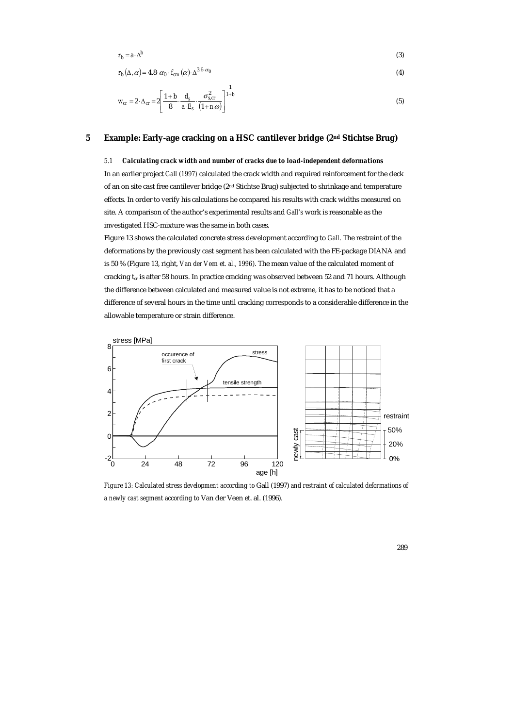$$\tau_b = a \cdot \Delta^b \tag{3}$$

$$\tau_b(\Delta, \alpha) = 4.8 \cdot \alpha_0 \cdot f_{cm}(\alpha) \cdot \Delta^{3.6 \cdot \alpha_0} \tag{4}$$

$$w_{cr} = 2 \cdot \Delta_{cr} = 2\left[\frac{1+b}{8} \cdot \frac{d_s}{a \cdot E_s} \cdot \frac{\sigma_{s,cr}^2}{(1+n\,\omega)}\right]^{\frac{1}{1+b}} \tag{5}$$

## 5 Example: Early-age cracking on a HSC cantilever bridge (2nd Stichtse Brug)

### 5.1 *Calculating crack width and number of cracks due to load-independent deformations*

In an earlier project *Gall (1997)* calculated the crack width and required reinforcement for the deck of an on site cast free cantilever bridge (2nd Stichtse Brug) subjected to shrinkage and temperature effects. In order to verify his calculations he compared his results with crack widths measured on site. A comparison of the author's experimental results and *Gall's* work is reasonable as the investigated HSC-mixture was the same in both cases.

Figure 13 shows the calculated concrete stress development according to *Gall*. The restraint of the deformations by the previously cast segment has been calculated with the FE-package DIANA and is 50 % (Figure 13, right, *Van der Veen et. al., 1996*). The mean value of the calculated moment of cracking $t_{cr}$ is after 58 hours. In practice cracking was observed between 52 and 71 hours. Although the difference between calculated and measured value is not extreme, it has to be noticed that a difference of several hours in the time until cracking corresponds to a considerable difference in the allowable temperature or strain difference.

*Figure 13: Calculated stress development according to* Gall (1997) *and restraint of calculated deformations of a newly cast segment according to* Van der Veen et. al. (1996).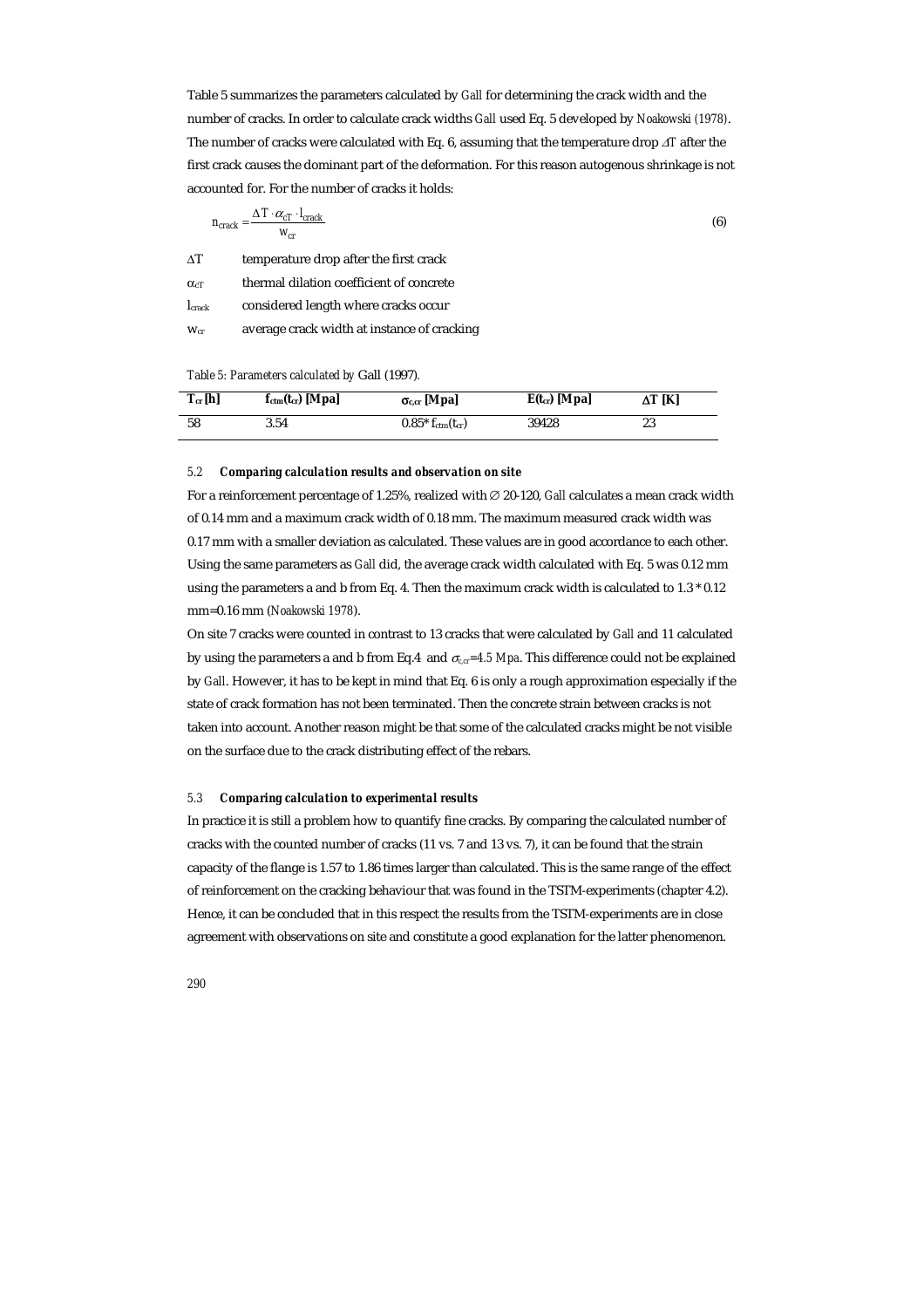Table 5 summarizes the parameters calculated by *Gall* for determining the crack width and the number of cracks. In order to calculate crack widths *Gall* used Eq. 5 developed by *Noakowski (1978)*. The number of cracks were calculated with Eq. 6, assuming that the temperature drop $\Delta T$ after the first crack causes the dominant part of the deformation. For this reason autogenous shrinkage is not accounted for. For the number of cracks it holds:

$$n_{crack} = \frac{\Delta T \cdot \alpha_{cT} \cdot l_{crack}}{w_{cr}} \tag{6}$$

| | |
|---|---|
| $\Delta T$ | temperature drop after the first crack |
| $\alpha_{cT}$ | thermal dilation coefficient of concrete |
| $l_{crack}$ | considered length where cracks occur |
| $w_{cr}$ | average crack width at instance of cracking |

*Table 5: Parameters calculated by* Gall (1997).

| $T_{cr}$ [h] | $f_{ctm}(t_{cr})$ [Mpa] | $\sigma_{c,cr}$ [Mpa] | $E(t_{cr})$ [Mpa] | $\Delta T$ [K] |
|---|---|---|---|---|
| 58 | 3.54 | $0.85 * f_{ctm}(t_{cr})$ | 39428 | 23 |

### 5.2 Comparing calculation results and observation on site

For a reinforcement percentage of 1.25%, realized with ∅ 20-120, *Gall* calculates a mean crack width of 0.14 mm and a maximum crack width of 0.18 mm. The maximum measured crack width was 0.17 mm with a smaller deviation as calculated. These values are in good accordance to each other. Using the same parameters as *Gall* did, the average crack width calculated with Eq. 5 was 0.12 mm using the parameters a and b from Eq. 4. Then the maximum crack width is calculated to 1.3 * 0.12 mm=0.16 mm (*Noakowski 1978*).

On site 7 cracks were counted in contrast to 13 cracks that were calculated by *Gall* and 11 calculated by using the parameters a and b from Eq.4 and $\sigma_{c,cr}$=4.5 Mpa. This difference could not be explained by *Gall*. However, it has to be kept in mind that Eq. 6 is only a rough approximation especially if the state of crack formation has not been terminated. Then the concrete strain between cracks is not taken into account. Another reason might be that some of the calculated cracks might be not visible on the surface due to the crack distributing effect of the rebars.

### 5.3 Comparing calculation to experimental results

In practice it is still a problem how to quantify fine cracks. By comparing the calculated number of cracks with the counted number of cracks (11 vs. 7 and 13 vs. 7), it can be found that the strain capacity of the flange is 1.57 to 1.86 times larger than calculated. This is the same range of the effect of reinforcement on the cracking behaviour that was found in the TSTM-experiments (chapter 4.2). Hence, it can be concluded that in this respect the results from the TSTM-experiments are in close agreement with observations on site and constitute a good explanation for the latter phenomenon.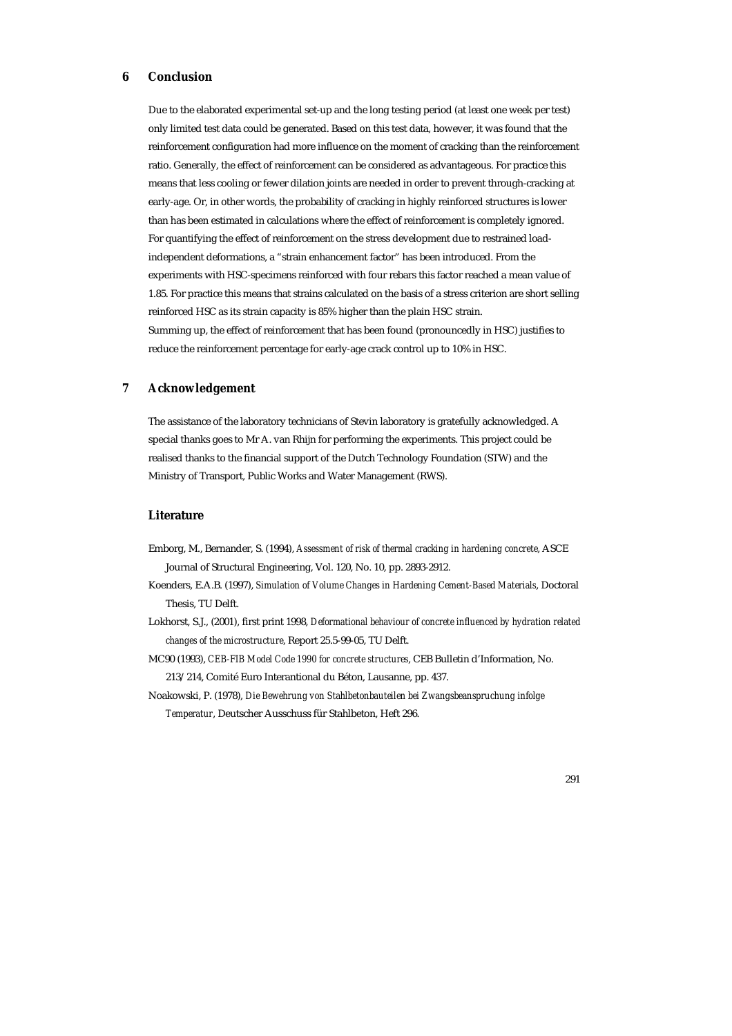## 6 Conclusion

Due to the elaborated experimental set-up and the long testing period (at least one week per test) only limited test data could be generated. Based on this test data, however, it was found that the reinforcement configuration had more influence on the moment of cracking than the reinforcement ratio. Generally, the effect of reinforcement can be considered as advantageous. For practice this means that less cooling or fewer dilation joints are needed in order to prevent through-cracking at early-age. Or, in other words, the probability of cracking in highly reinforced structures is lower than has been estimated in calculations where the effect of reinforcement is completely ignored. For quantifying the effect of reinforcement on the stress development due to restrained load-independent deformations, a "strain enhancement factor" has been introduced. From the experiments with HSC-specimens reinforced with four rebars this factor reached a mean value of 1.85. For practice this means that strains calculated on the basis of a stress criterion are short selling reinforced HSC as its strain capacity is 85% higher than the plain HSC strain.
Summing up, the effect of reinforcement that has been found (pronouncedly in HSC) justifies to reduce the reinforcement percentage for early-age crack control up to 10% in HSC.

## 7 Acknowledgement

The assistance of the laboratory technicians of Stevin laboratory is gratefully acknowledged. A special thanks goes to Mr A. van Rhijn for performing the experiments. This project could be realised thanks to the financial support of the Dutch Technology Foundation (STW) and the Ministry of Transport, Public Works and Water Management (RWS).

## Literature

Emborg, M., Bernander, S. (1994), *Assessment of risk of thermal cracking in hardening concrete*, ASCE Journal of Structural Engineering, Vol. 120, No. 10, pp. 2893-2912.

Koenders, E.A.B. (1997), *Simulation of Volume Changes in Hardening Cement-Based Materials*, Doctoral Thesis, TU Delft.

Lokhorst, S.J., (2001), first print 1998, *Deformational behaviour of concrete influenced by hydration related changes of the microstructure*, Report 25.5-99-05, TU Delft.

MC90 (1993), *CEB-FIB Model Code 1990 for concrete structures*, CEB Bulletin d'Information, No. 213/214, Comité Euro Interantional du Béton, Lausanne, pp. 437.

Noakowski, P. (1978), *Die Bewehrung von Stahlbetonbauteilen bei Zwangsbeanspruchung infolge Temperatur*, Deutscher Ausschuss für Stahlbeton, Heft 296.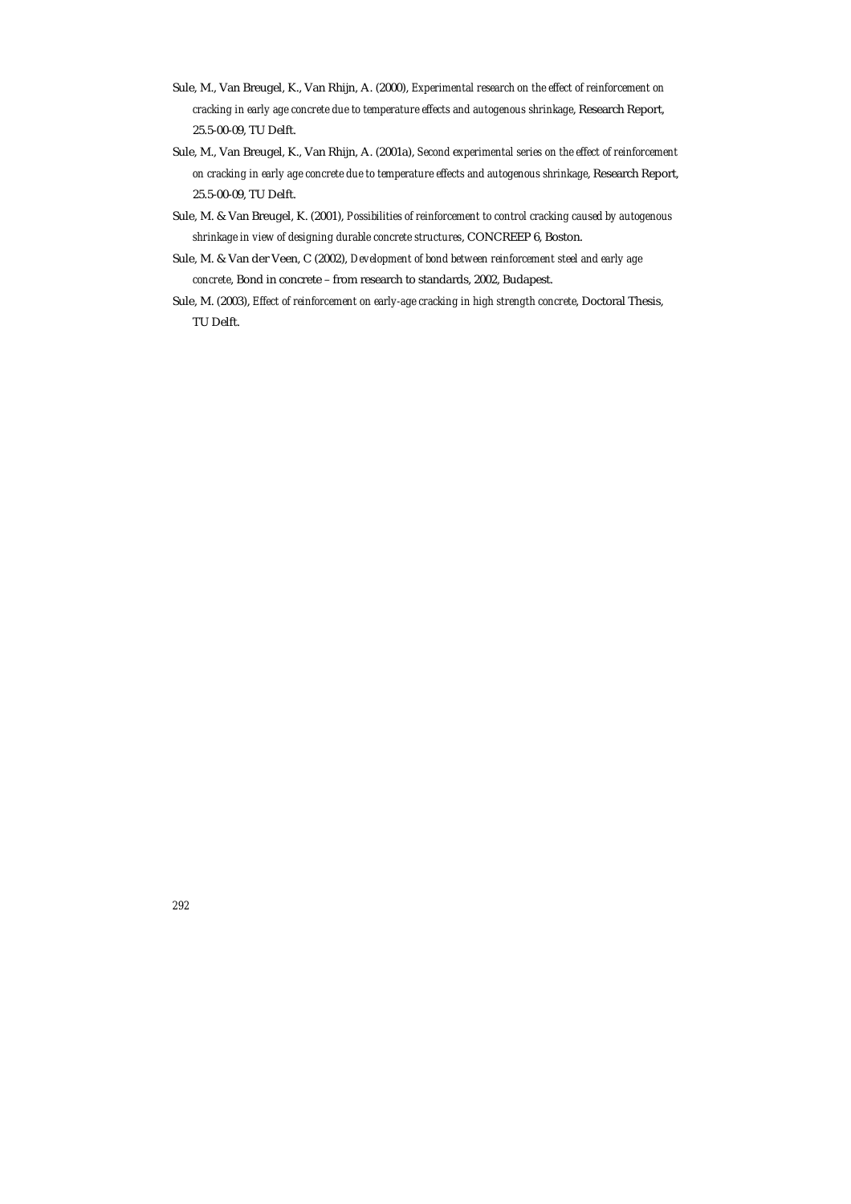Sule, M., Van Breugel, K., Van Rhijn, A. (2000), *Experimental research on the effect of reinforcement on cracking in early age concrete due to temperature effects and autogenous shrinkage*, Research Report, 25.5-00-09, TU Delft.

Sule, M., Van Breugel, K., Van Rhijn, A. (2001a), *Second experimental series on the effect of reinforcement on cracking in early age concrete due to temperature effects and autogenous shrinkage*, Research Report, 25.5-00-09, TU Delft.

Sule, M. & Van Breugel, K. (2001), *Possibilities of reinforcement to control cracking caused by autogenous shrinkage in view of designing durable concrete structures*, CONCREEP 6, Boston.

Sule, M. & Van der Veen, C (2002), *Development of bond between reinforcement steel and early age concrete*, Bond in concrete – from research to standards, 2002, Budapest.

Sule, M. (2003), *Effect of reinforcement on early-age cracking in high strength concrete*, Doctoral Thesis, TU Delft.